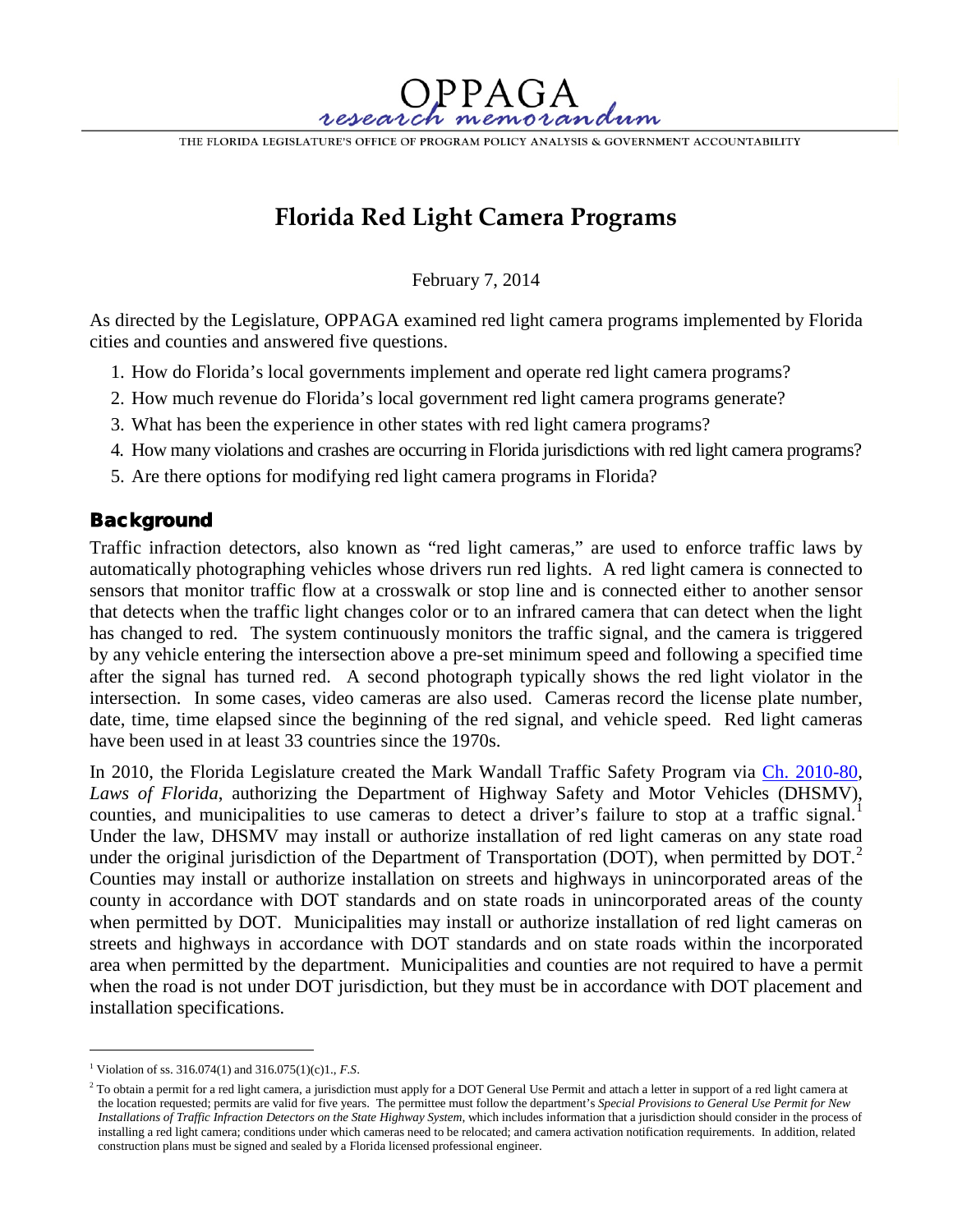# OPPAGA research memorandum

THE FLORIDA LEGISLATURE'S OFFICE OF PROGRAM POLICY ANALYSIS & GOVERNMENT ACCOUNTABILITY

## Florida Red Light Camera Programs

February 7, 2014

As directed by the Legislature, OPPAGA examined red light camera programs implemented by Florida cities and counties and answered five questions.

1. How do Florida's local governments implement and operate red light camera programs?
2. How much revenue do Florida's local government red light camera programs generate?
3. What has been the experience in other states with red light camera programs?
4. How many violations and crashes are occurring in Florida jurisdictions with red light camera programs?
5. Are there options for modifying red light camera programs in Florida?

### Background

Traffic infraction detectors, also known as "red light cameras," are used to enforce traffic laws by automatically photographing vehicles whose drivers run red lights. A red light camera is connected to sensors that monitor traffic flow at a crosswalk or stop line and is connected either to another sensor that detects when the traffic light changes color or to an infrared camera that can detect when the light has changed to red. The system continuously monitors the traffic signal, and the camera is triggered by any vehicle entering the intersection above a pre-set minimum speed and following a specified time after the signal has turned red. A second photograph typically shows the red light violator in the intersection. In some cases, video cameras are also used. Cameras record the license plate number, date, time, time elapsed since the beginning of the red signal, and vehicle speed. Red light cameras have been used in at least 33 countries since the 1970s.

In 2010, the Florida Legislature created the Mark Wandall Traffic Safety Program via Ch. 2010-80, *Laws of Florida*, authorizing the Department of Highway Safety and Motor Vehicles (DHSMV), counties, and municipalities to use cameras to detect a driver's failure to stop at a traffic signal.[1] Under the law, DHSMV may install or authorize installation of red light cameras on any state road under the original jurisdiction of the Department of Transportation (DOT), when permitted by DOT.[2] Counties may install or authorize installation on streets and highways in unincorporated areas of the county in accordance with DOT standards and on state roads in unincorporated areas of the county when permitted by DOT. Municipalities may install or authorize installation of red light cameras on streets and highways in accordance with DOT standards and on state roads within the incorporated area when permitted by the department. Municipalities and counties are not required to have a permit when the road is not under DOT jurisdiction, but they must be in accordance with DOT placement and installation specifications.

---

[1] Violation of ss. 316.074(1) and 316.075(1)(c)1., *F.S*.

[2] To obtain a permit for a red light camera, a jurisdiction must apply for a DOT General Use Permit and attach a letter in support of a red light camera at the location requested; permits are valid for five years. The permittee must follow the department's *Special Provisions to General Use Permit for New Installations of Traffic Infraction Detectors on the State Highway System*, which includes information that a jurisdiction should consider in the process of installing a red light camera; conditions under which cameras need to be relocated; and camera activation notification requirements. In addition, related construction plans must be signed and sealed by a Florida licensed professional engineer.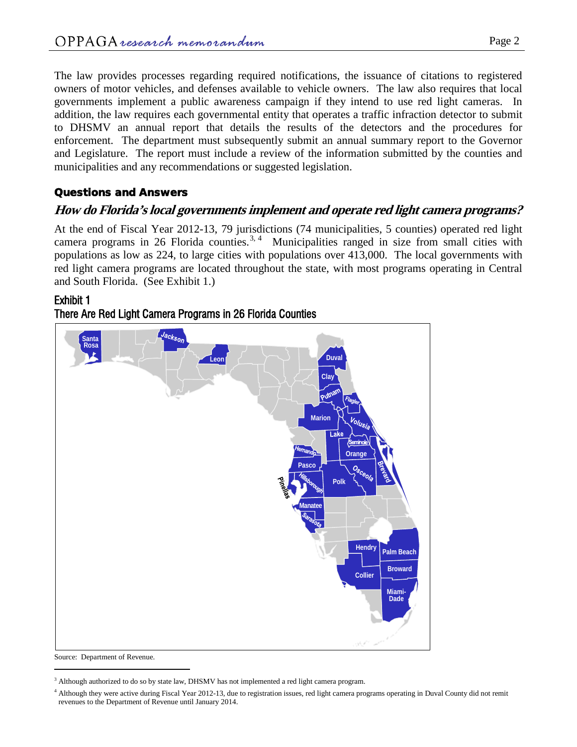The law provides processes regarding required notifications, the issuance of citations to registered owners of motor vehicles, and defenses available to vehicle owners. The law also requires that local governments implement a public awareness campaign if they intend to use red light cameras. In addition, the law requires each governmental entity that operates a traffic infraction detector to submit to DHSMV an annual report that details the results of the detectors and the procedures for enforcement. The department must subsequently submit an annual summary report to the Governor and Legislature. The report must include a review of the information submitted by the counties and municipalities and any recommendations or suggested legislation.

## Questions and Answers

### *How do Florida's local governments implement and operate red light camera programs?*

At the end of Fiscal Year 2012-13, 79 jurisdictions (74 municipalities, 5 counties) operated red light camera programs in 26 Florida counties.[3, 4] Municipalities ranged in size from small cities with populations as low as 224, to large cities with populations over 413,000. The local governments with red light camera programs are located throughout the state, with most programs operating in Central and South Florida. (See Exhibit 1.)

**Exhibit 1**
**There Are Red Light Camera Programs in 26 Florida Counties**

Santa Rosa, Jackson, Leon, Duval, Clay, Putnam, Flagler, Marion, Volusia, Lake, Seminole, Orange, Brevard, Hernando, Pasco, Osceola, Pinellas, Hillsborough, Polk, Manatee, Sarasota, Hendry, Palm Beach, Broward, Collier, Miami-Dade

Source: Department of Revenue.

---

[3] Although authorized to do so by state law, DHSMV has not implemented a red light camera program.

[4] Although they were active during Fiscal Year 2012-13, due to registration issues, red light camera programs operating in Duval County did not remit revenues to the Department of Revenue until January 2014.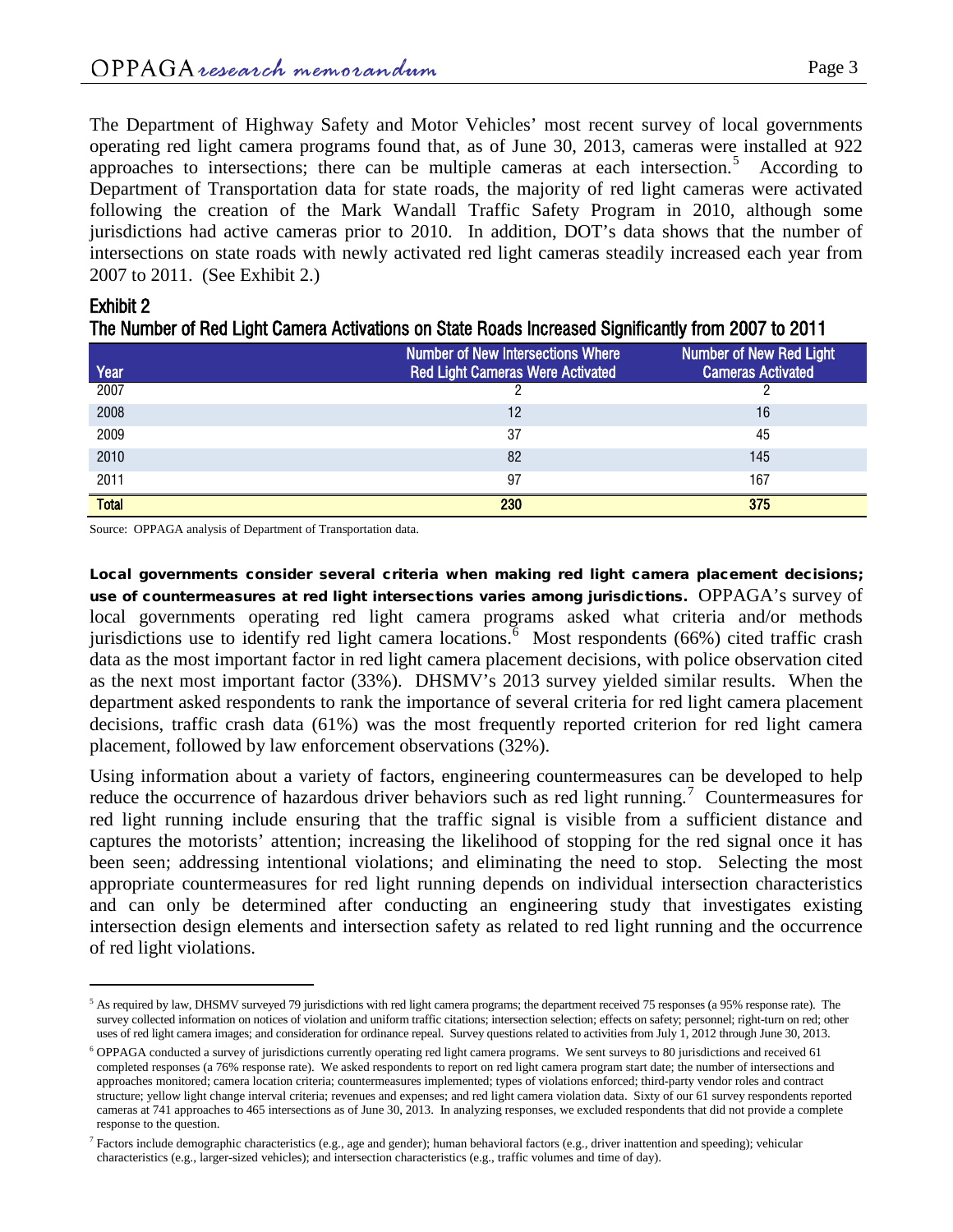The Department of Highway Safety and Motor Vehicles' most recent survey of local governments operating red light camera programs found that, as of June 30, 2013, cameras were installed at 922 approaches to intersections; there can be multiple cameras at each intersection.[5] According to Department of Transportation data for state roads, the majority of red light cameras were activated following the creation of the Mark Wandall Traffic Safety Program in 2010, although some jurisdictions had active cameras prior to 2010. In addition, DOT's data shows that the number of intersections on state roads with newly activated red light cameras steadily increased each year from 2007 to 2011. (See Exhibit 2.)

**Exhibit 2**
**The Number of Red Light Camera Activations on State Roads Increased Significantly from 2007 to 2011**

| Year | Number of New Intersections Where Red Light Cameras Were Activated | Number of New Red Light Cameras Activated |
|---|---|---|
| 2007 | 2 | 2 |
| 2008 | 12 | 16 |
| 2009 | 37 | 45 |
| 2010 | 82 | 145 |
| 2011 | 97 | 167 |
| **Total** | **230** | **375** |

Source: OPPAGA analysis of Department of Transportation data.

**Local governments consider several criteria when making red light camera placement decisions; use of countermeasures at red light intersections varies among jurisdictions.** OPPAGA's survey of local governments operating red light camera programs asked what criteria and/or methods jurisdictions use to identify red light camera locations.[6] Most respondents (66%) cited traffic crash data as the most important factor in red light camera placement decisions, with police observation cited as the next most important factor (33%). DHSMV's 2013 survey yielded similar results. When the department asked respondents to rank the importance of several criteria for red light camera placement decisions, traffic crash data (61%) was the most frequently reported criterion for red light camera placement, followed by law enforcement observations (32%).

Using information about a variety of factors, engineering countermeasures can be developed to help reduce the occurrence of hazardous driver behaviors such as red light running.[7] Countermeasures for red light running include ensuring that the traffic signal is visible from a sufficient distance and captures the motorists' attention; increasing the likelihood of stopping for the red signal once it has been seen; addressing intentional violations; and eliminating the need to stop. Selecting the most appropriate countermeasures for red light running depends on individual intersection characteristics and can only be determined after conducting an engineering study that investigates existing intersection design elements and intersection safety as related to red light running and the occurrence of red light violations.

---

[5] As required by law, DHSMV surveyed 79 jurisdictions with red light camera programs; the department received 75 responses (a 95% response rate). The survey collected information on notices of violation and uniform traffic citations; intersection selection; effects on safety; personnel; right-turn on red; other uses of red light camera images; and consideration for ordinance repeal. Survey questions related to activities from July 1, 2012 through June 30, 2013.

[6] OPPAGA conducted a survey of jurisdictions currently operating red light camera programs. We sent surveys to 80 jurisdictions and received 61 completed responses (a 76% response rate). We asked respondents to report on red light camera program start date; the number of intersections and approaches monitored; camera location criteria; countermeasures implemented; types of violations enforced; third-party vendor roles and contract structure; yellow light change interval criteria; revenues and expenses; and red light camera violation data. Sixty of our 61 survey respondents reported cameras at 741 approaches to 465 intersections as of June 30, 2013. In analyzing responses, we excluded respondents that did not provide a complete response to the question.

[7] Factors include demographic characteristics (e.g., age and gender); human behavioral factors (e.g., driver inattention and speeding); vehicular characteristics (e.g., larger-sized vehicles); and intersection characteristics (e.g., traffic volumes and time of day).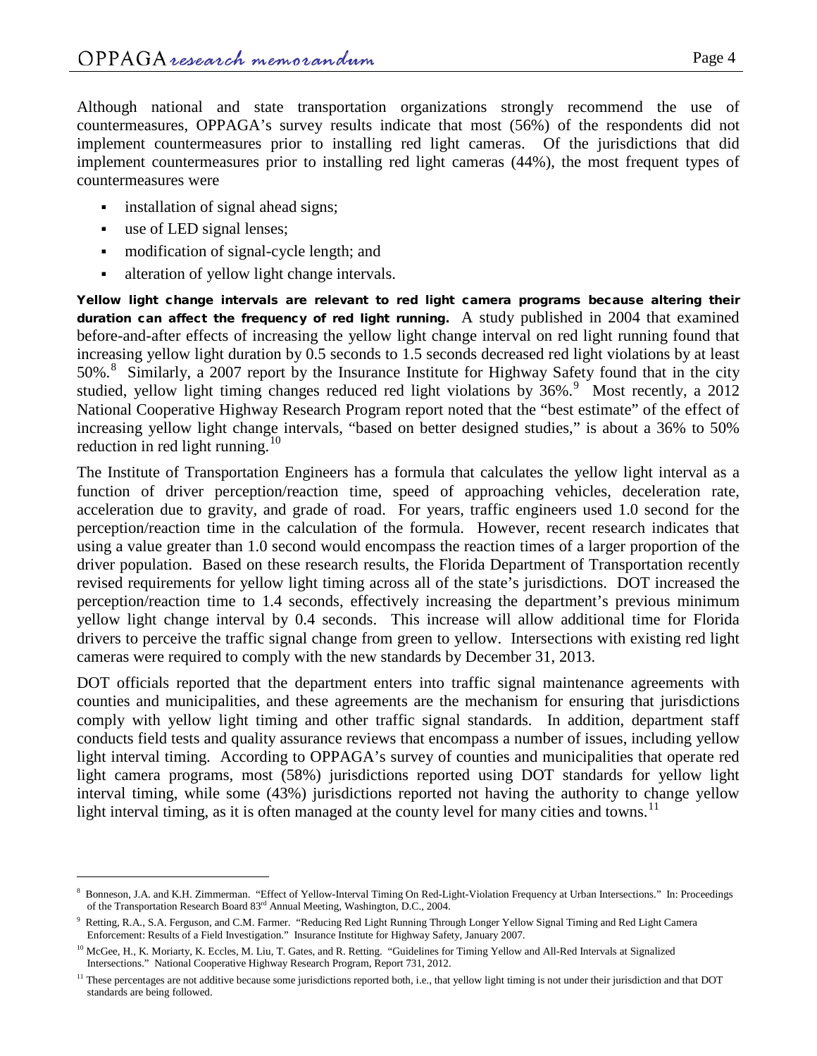Although national and state transportation organizations strongly recommend the use of countermeasures, OPPAGA's survey results indicate that most (56%) of the respondents did not implement countermeasures prior to installing red light cameras. Of the jurisdictions that did implement countermeasures prior to installing red light cameras (44%), the most frequent types of countermeasures were

- installation of signal ahead signs;
- use of LED signal lenses;
- modification of signal-cycle length; and
- alteration of yellow light change intervals.

**Yellow light change intervals are relevant to red light camera programs because altering their duration can affect the frequency of red light running.** A study published in 2004 that examined before-and-after effects of increasing the yellow light change interval on red light running found that increasing yellow light duration by 0.5 seconds to 1.5 seconds decreased red light violations by at least 50%.[8] Similarly, a 2007 report by the Insurance Institute for Highway Safety found that in the city studied, yellow light timing changes reduced red light violations by 36%.[9] Most recently, a 2012 National Cooperative Highway Research Program report noted that the "best estimate" of the effect of increasing yellow light change intervals, "based on better designed studies," is about a 36% to 50% reduction in red light running.[10]

The Institute of Transportation Engineers has a formula that calculates the yellow light interval as a function of driver perception/reaction time, speed of approaching vehicles, deceleration rate, acceleration due to gravity, and grade of road. For years, traffic engineers used 1.0 second for the perception/reaction time in the calculation of the formula. However, recent research indicates that using a value greater than 1.0 second would encompass the reaction times of a larger proportion of the driver population. Based on these research results, the Florida Department of Transportation recently revised requirements for yellow light timing across all of the state's jurisdictions. DOT increased the perception/reaction time to 1.4 seconds, effectively increasing the department's previous minimum yellow light change interval by 0.4 seconds. This increase will allow additional time for Florida drivers to perceive the traffic signal change from green to yellow. Intersections with existing red light cameras were required to comply with the new standards by December 31, 2013.

DOT officials reported that the department enters into traffic signal maintenance agreements with counties and municipalities, and these agreements are the mechanism for ensuring that jurisdictions comply with yellow light timing and other traffic signal standards. In addition, department staff conducts field tests and quality assurance reviews that encompass a number of issues, including yellow light interval timing. According to OPPAGA's survey of counties and municipalities that operate red light camera programs, most (58%) jurisdictions reported using DOT standards for yellow light interval timing, while some (43%) jurisdictions reported not having the authority to change yellow light interval timing, as it is often managed at the county level for many cities and towns.[11]

---

[8] Bonneson, J.A. and K.H. Zimmerman. "Effect of Yellow-Interval Timing On Red-Light-Violation Frequency at Urban Intersections." In: Proceedings of the Transportation Research Board 83rd Annual Meeting, Washington, D.C., 2004.

[9] Retting, R.A., S.A. Ferguson, and C.M. Farmer. "Reducing Red Light Running Through Longer Yellow Signal Timing and Red Light Camera Enforcement: Results of a Field Investigation." Insurance Institute for Highway Safety, January 2007.

[10] McGee, H., K. Moriarty, K. Eccles, M. Liu, T. Gates, and R. Retting. "Guidelines for Timing Yellow and All-Red Intervals at Signalized Intersections." National Cooperative Highway Research Program, Report 731, 2012.

[11] These percentages are not additive because some jurisdictions reported both, i.e., that yellow light timing is not under their jurisdiction and that DOT standards are being followed.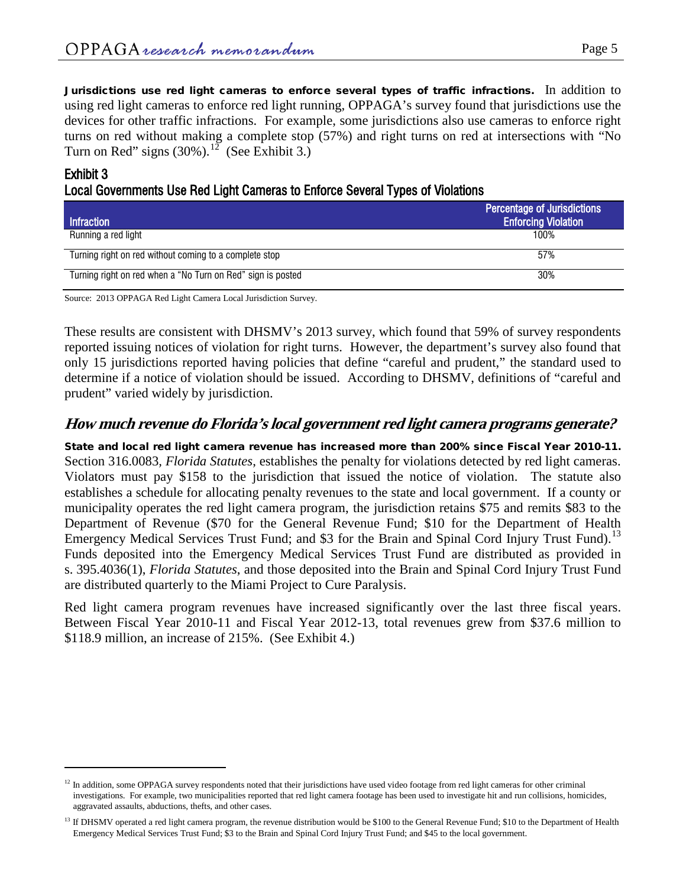**Jurisdictions use red light cameras to enforce several types of traffic infractions.** In addition to using red light cameras to enforce red light running, OPPAGA's survey found that jurisdictions use the devices for other traffic infractions. For example, some jurisdictions also use cameras to enforce right turns on red without making a complete stop (57%) and right turns on red at intersections with "No Turn on Red" signs (30%).[12] (See Exhibit 3.)

### Exhibit 3
### Local Governments Use Red Light Cameras to Enforce Several Types of Violations

| Infraction | Percentage of Jurisdictions Enforcing Violation |
|---|---|
| Running a red light | 100% |
| Turning right on red without coming to a complete stop | 57% |
| Turning right on red when a "No Turn on Red" sign is posted | 30% |

Source: 2013 OPPAGA Red Light Camera Local Jurisdiction Survey.

These results are consistent with DHSMV's 2013 survey, which found that 59% of survey respondents reported issuing notices of violation for right turns. However, the department's survey also found that only 15 jurisdictions reported having policies that define "careful and prudent," the standard used to determine if a notice of violation should be issued. According to DHSMV, definitions of "careful and prudent" varied widely by jurisdiction.

## *How much revenue do Florida's local government red light camera programs generate?*

**State and local red light camera revenue has increased more than 200% since Fiscal Year 2010-11.** Section 316.0083, *Florida Statutes*, establishes the penalty for violations detected by red light cameras. Violators must pay $158 to the jurisdiction that issued the notice of violation. The statute also establishes a schedule for allocating penalty revenues to the state and local government. If a county or municipality operates the red light camera program, the jurisdiction retains $75 and remits $83 to the Department of Revenue ($70 for the General Revenue Fund; $10 for the Department of Health Emergency Medical Services Trust Fund; and $3 for the Brain and Spinal Cord Injury Trust Fund).[13] Funds deposited into the Emergency Medical Services Trust Fund are distributed as provided in s. 395.4036(1), *Florida Statutes*, and those deposited into the Brain and Spinal Cord Injury Trust Fund are distributed quarterly to the Miami Project to Cure Paralysis.

Red light camera program revenues have increased significantly over the last three fiscal years. Between Fiscal Year 2010-11 and Fiscal Year 2012-13, total revenues grew from $37.6 million to $118.9 million, an increase of 215%. (See Exhibit 4.)

---

[12] In addition, some OPPAGA survey respondents noted that their jurisdictions have used video footage from red light cameras for other criminal investigations. For example, two municipalities reported that red light camera footage has been used to investigate hit and run collisions, homicides, aggravated assaults, abductions, thefts, and other cases.

[13] If DHSMV operated a red light camera program, the revenue distribution would be $100 to the General Revenue Fund; $10 to the Department of Health Emergency Medical Services Trust Fund; $3 to the Brain and Spinal Cord Injury Trust Fund; and $45 to the local government.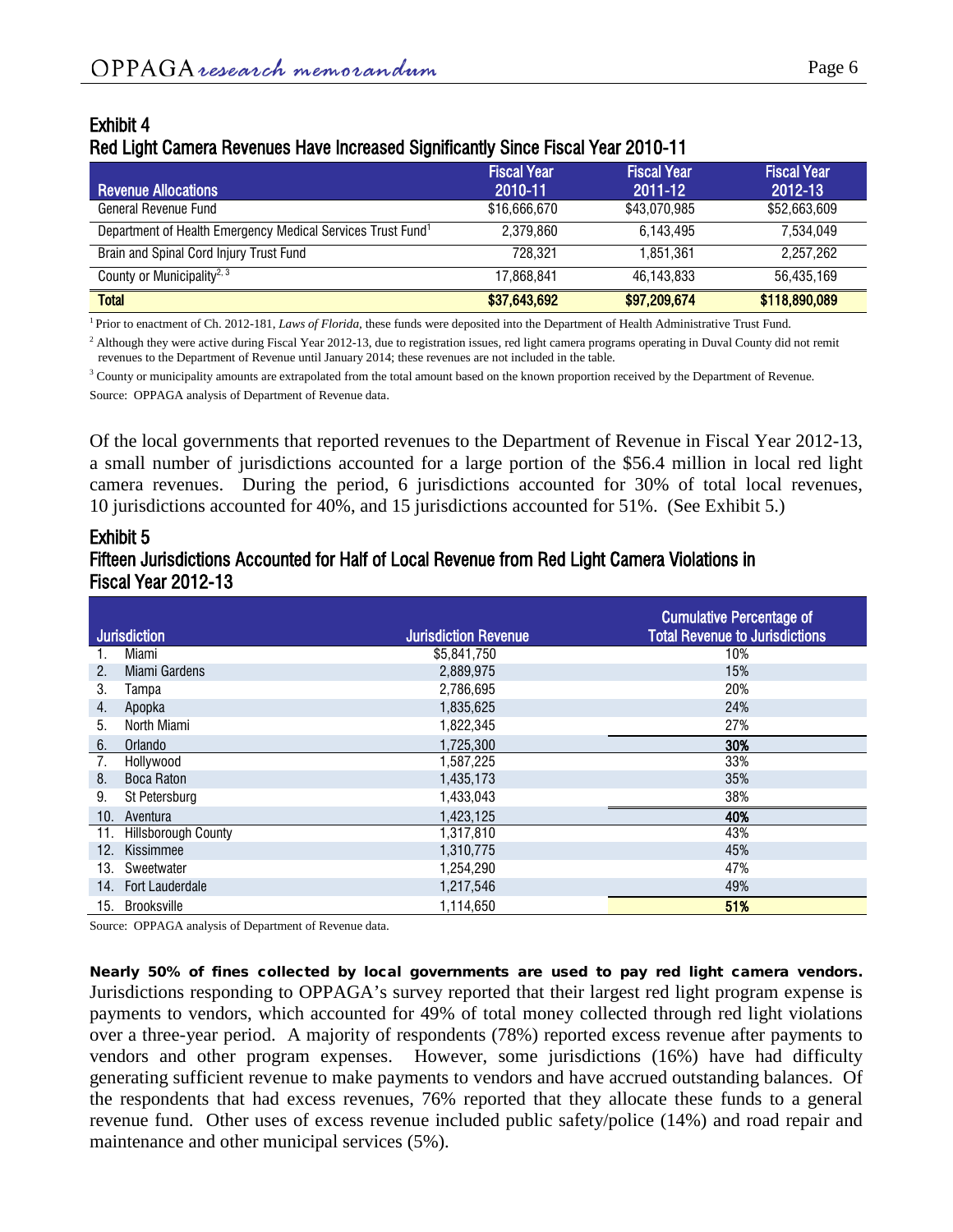**Exhibit 4**
**Red Light Camera Revenues Have Increased Significantly Since Fiscal Year 2010-11**

| Revenue Allocations | Fiscal Year 2010-11 | Fiscal Year 2011-12 | Fiscal Year 2012-13 |
|---|---|---|---|
| General Revenue Fund | $16,666,670 | $43,070,985 | $52,663,609 |
| Department of Health Emergency Medical Services Trust Fund[1] | 2,379,860 | 6,143,495 | 7,534,049 |
| Brain and Spinal Cord Injury Trust Fund | 728,321 | 1,851,361 | 2,257,262 |
| County or Municipality[2, 3] | 17,868,841 | 46,143,833 | 56,435,169 |
| **Total** | **$37,643,692** | **$97,209,674** | **$118,890,089** |

[1] Prior to enactment of Ch. 2012-181, *Laws of Florida*, these funds were deposited into the Department of Health Administrative Trust Fund.

[2] Although they were active during Fiscal Year 2012-13, due to registration issues, red light camera programs operating in Duval County did not remit revenues to the Department of Revenue until January 2014; these revenues are not included in the table.

[3] County or municipality amounts are extrapolated from the total amount based on the known proportion received by the Department of Revenue.

Source: OPPAGA analysis of Department of Revenue data.

Of the local governments that reported revenues to the Department of Revenue in Fiscal Year 2012-13, a small number of jurisdictions accounted for a large portion of the $56.4 million in local red light camera revenues. During the period, 6 jurisdictions accounted for 30% of total local revenues, 10 jurisdictions accounted for 40%, and 15 jurisdictions accounted for 51%. (See Exhibit 5.)

**Exhibit 5**
**Fifteen Jurisdictions Accounted for Half of Local Revenue from Red Light Camera Violations in Fiscal Year 2012-13**

| Jurisdiction | Jurisdiction Revenue | Cumulative Percentage of Total Revenue to Jurisdictions |
|---|---|---|
| 1. Miami | $5,841,750 | 10% |
| 2. Miami Gardens | 2,889,975 | 15% |
| 3. Tampa | 2,786,695 | 20% |
| 4. Apopka | 1,835,625 | 24% |
| 5. North Miami | 1,822,345 | 27% |
| 6. Orlando | 1,725,300 | **30%** |
| 7. Hollywood | 1,587,225 | 33% |
| 8. Boca Raton | 1,435,173 | 35% |
| 9. St Petersburg | 1,433,043 | 38% |
| 10. Aventura | 1,423,125 | **40%** |
| 11. Hillsborough County | 1,317,810 | 43% |
| 12. Kissimmee | 1,310,775 | 45% |
| 13. Sweetwater | 1,254,290 | 47% |
| 14. Fort Lauderdale | 1,217,546 | 49% |
| 15. Brooksville | 1,114,650 | **51%** |

Source: OPPAGA analysis of Department of Revenue data.

**Nearly 50% of fines collected by local governments are used to pay red light camera vendors.** Jurisdictions responding to OPPAGA's survey reported that their largest red light program expense is payments to vendors, which accounted for 49% of total money collected through red light violations over a three-year period. A majority of respondents (78%) reported excess revenue after payments to vendors and other program expenses. However, some jurisdictions (16%) have had difficulty generating sufficient revenue to make payments to vendors and have accrued outstanding balances. Of the respondents that had excess revenues, 76% reported that they allocate these funds to a general revenue fund. Other uses of excess revenue included public safety/police (14%) and road repair and maintenance and other municipal services (5%).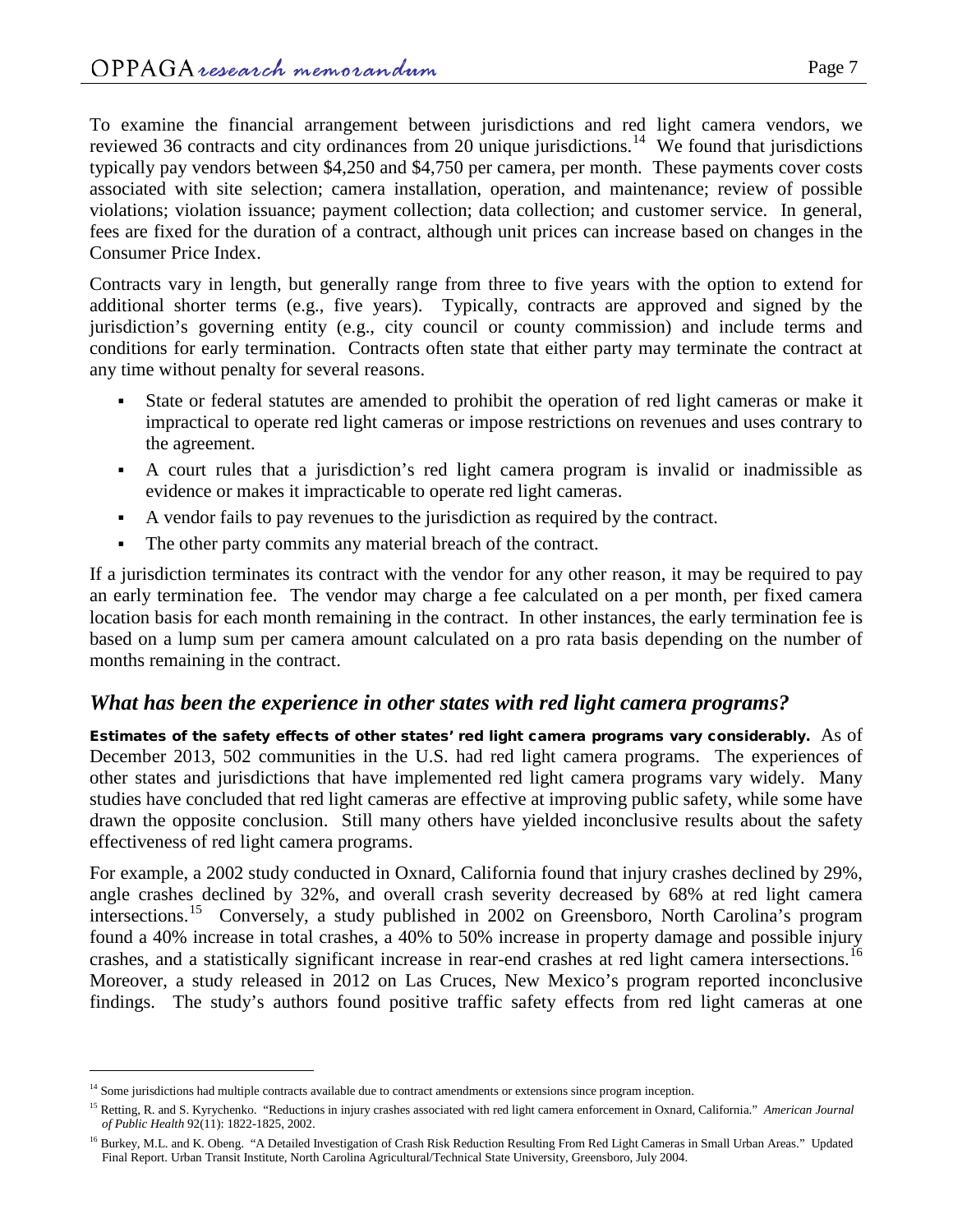To examine the financial arrangement between jurisdictions and red light camera vendors, we reviewed 36 contracts and city ordinances from 20 unique jurisdictions.[14] We found that jurisdictions typically pay vendors between $4,250 and $4,750 per camera, per month. These payments cover costs associated with site selection; camera installation, operation, and maintenance; review of possible violations; violation issuance; payment collection; data collection; and customer service. In general, fees are fixed for the duration of a contract, although unit prices can increase based on changes in the Consumer Price Index.

Contracts vary in length, but generally range from three to five years with the option to extend for additional shorter terms (e.g., five years). Typically, contracts are approved and signed by the jurisdiction's governing entity (e.g., city council or county commission) and include terms and conditions for early termination. Contracts often state that either party may terminate the contract at any time without penalty for several reasons.

- State or federal statutes are amended to prohibit the operation of red light cameras or make it impractical to operate red light cameras or impose restrictions on revenues and uses contrary to the agreement.
- A court rules that a jurisdiction's red light camera program is invalid or inadmissible as evidence or makes it impracticable to operate red light cameras.
- A vendor fails to pay revenues to the jurisdiction as required by the contract.
- The other party commits any material breach of the contract.

If a jurisdiction terminates its contract with the vendor for any other reason, it may be required to pay an early termination fee. The vendor may charge a fee calculated on a per month, per fixed camera location basis for each month remaining in the contract. In other instances, the early termination fee is based on a lump sum per camera amount calculated on a pro rata basis depending on the number of months remaining in the contract.

## *What has been the experience in other states with red light camera programs?*

**Estimates of the safety effects of other states' red light camera programs vary considerably.** As of December 2013, 502 communities in the U.S. had red light camera programs. The experiences of other states and jurisdictions that have implemented red light camera programs vary widely. Many studies have concluded that red light cameras are effective at improving public safety, while some have drawn the opposite conclusion. Still many others have yielded inconclusive results about the safety effectiveness of red light camera programs.

For example, a 2002 study conducted in Oxnard, California found that injury crashes declined by 29%, angle crashes declined by 32%, and overall crash severity decreased by 68% at red light camera intersections.[15] Conversely, a study published in 2002 on Greensboro, North Carolina's program found a 40% increase in total crashes, a 40% to 50% increase in property damage and possible injury crashes, and a statistically significant increase in rear-end crashes at red light camera intersections.[16] Moreover, a study released in 2012 on Las Cruces, New Mexico's program reported inconclusive findings. The study's authors found positive traffic safety effects from red light cameras at one

---

[14] Some jurisdictions had multiple contracts available due to contract amendments or extensions since program inception.

[15] Retting, R. and S. Kyrychenko. "Reductions in injury crashes associated with red light camera enforcement in Oxnard, California." *American Journal of Public Health* 92(11): 1822-1825, 2002.

[16] Burkey, M.L. and K. Obeng. "A Detailed Investigation of Crash Risk Reduction Resulting From Red Light Cameras in Small Urban Areas." Updated Final Report. Urban Transit Institute, North Carolina Agricultural/Technical State University, Greensboro, July 2004.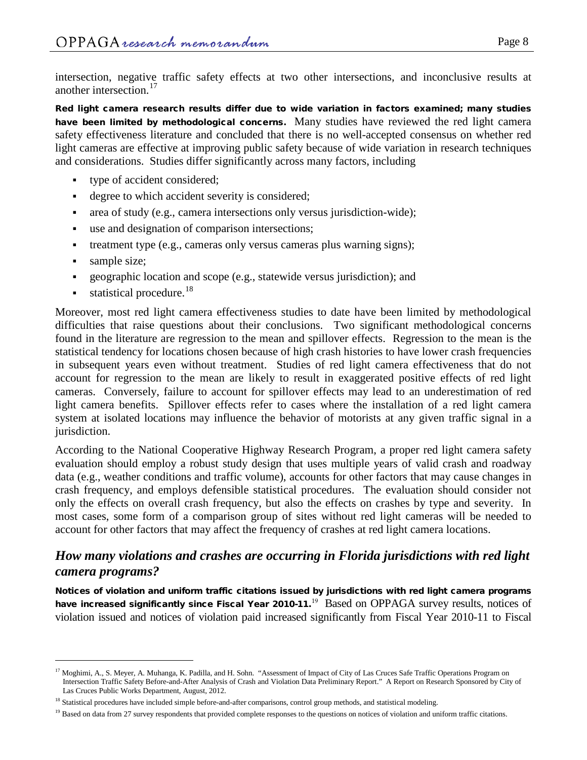intersection, negative traffic safety effects at two other intersections, and inconclusive results at another intersection.[17]

**Red light camera research results differ due to wide variation in factors examined; many studies have been limited by methodological concerns.** Many studies have reviewed the red light camera safety effectiveness literature and concluded that there is no well-accepted consensus on whether red light cameras are effective at improving public safety because of wide variation in research techniques and considerations. Studies differ significantly across many factors, including

- type of accident considered;
- degree to which accident severity is considered;
- area of study (e.g., camera intersections only versus jurisdiction-wide);
- use and designation of comparison intersections;
- treatment type (e.g., cameras only versus cameras plus warning signs);
- sample size;
- geographic location and scope (e.g., statewide versus jurisdiction); and
- statistical procedure.[18]

Moreover, most red light camera effectiveness studies to date have been limited by methodological difficulties that raise questions about their conclusions. Two significant methodological concerns found in the literature are regression to the mean and spillover effects. Regression to the mean is the statistical tendency for locations chosen because of high crash histories to have lower crash frequencies in subsequent years even without treatment. Studies of red light camera effectiveness that do not account for regression to the mean are likely to result in exaggerated positive effects of red light cameras. Conversely, failure to account for spillover effects may lead to an underestimation of red light camera benefits. Spillover effects refer to cases where the installation of a red light camera system at isolated locations may influence the behavior of motorists at any given traffic signal in a jurisdiction.

According to the National Cooperative Highway Research Program, a proper red light camera safety evaluation should employ a robust study design that uses multiple years of valid crash and roadway data (e.g., weather conditions and traffic volume), accounts for other factors that may cause changes in crash frequency, and employs defensible statistical procedures. The evaluation should consider not only the effects on overall crash frequency, but also the effects on crashes by type and severity. In most cases, some form of a comparison group of sites without red light cameras will be needed to account for other factors that may affect the frequency of crashes at red light camera locations.

## *How many violations and crashes are occurring in Florida jurisdictions with red light camera programs?*

**Notices of violation and uniform traffic citations issued by jurisdictions with red light camera programs have increased significantly since Fiscal Year 2010-11.**[19] Based on OPPAGA survey results, notices of violation issued and notices of violation paid increased significantly from Fiscal Year 2010-11 to Fiscal

---

[17] Moghimi, A., S. Meyer, A. Muhanga, K. Padilla, and H. Sohn. "Assessment of Impact of City of Las Cruces Safe Traffic Operations Program on Intersection Traffic Safety Before-and-After Analysis of Crash and Violation Data Preliminary Report." A Report on Research Sponsored by City of Las Cruces Public Works Department, August, 2012.

[18] Statistical procedures have included simple before-and-after comparisons, control group methods, and statistical modeling.

[19] Based on data from 27 survey respondents that provided complete responses to the questions on notices of violation and uniform traffic citations.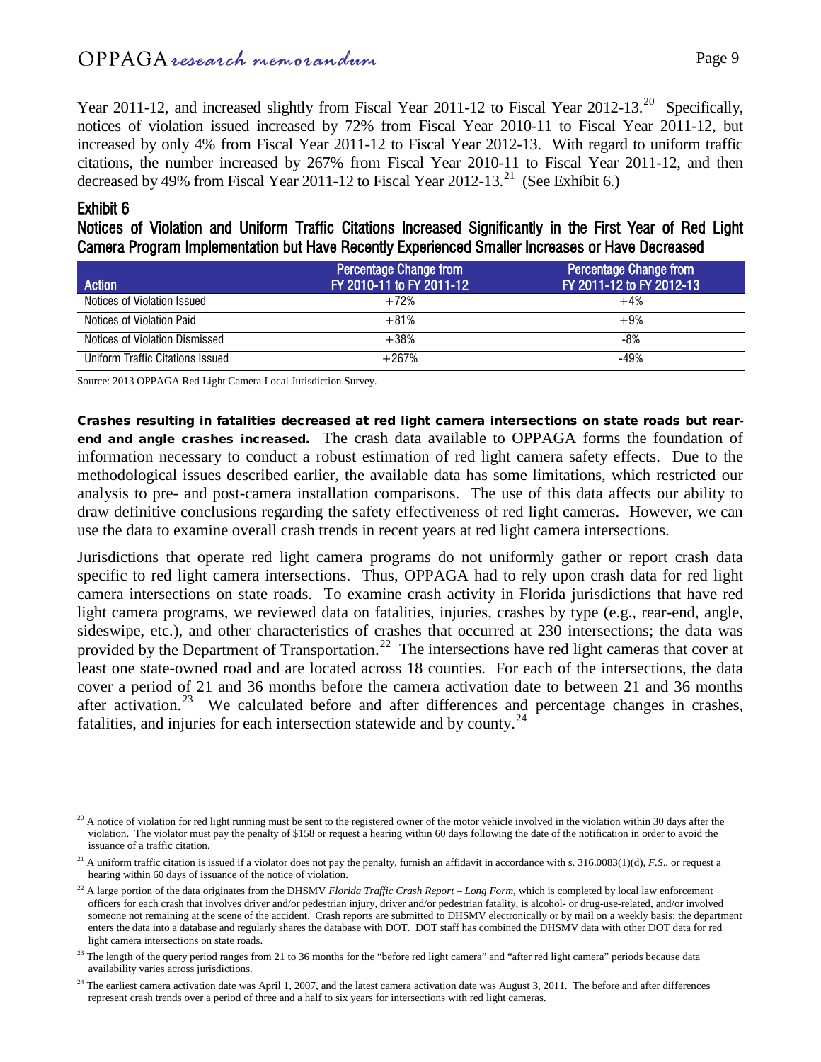Year 2011-12, and increased slightly from Fiscal Year 2011-12 to Fiscal Year 2012-13.[20] Specifically, notices of violation issued increased by 72% from Fiscal Year 2010-11 to Fiscal Year 2011-12, but increased by only 4% from Fiscal Year 2011-12 to Fiscal Year 2012-13. With regard to uniform traffic citations, the number increased by 267% from Fiscal Year 2010-11 to Fiscal Year 2011-12, and then decreased by 49% from Fiscal Year 2011-12 to Fiscal Year 2012-13.[21] (See Exhibit 6.)

### Exhibit 6
### Notices of Violation and Uniform Traffic Citations Increased Significantly in the First Year of Red Light Camera Program Implementation but Have Recently Experienced Smaller Increases or Have Decreased

| Action | Percentage Change from FY 2010-11 to FY 2011-12 | Percentage Change from FY 2011-12 to FY 2012-13 |
|---|---|---|
| Notices of Violation Issued | +72% | +4% |
| Notices of Violation Paid | +81% | +9% |
| Notices of Violation Dismissed | +38% | -8% |
| Uniform Traffic Citations Issued | +267% | -49% |

Source: 2013 OPPAGA Red Light Camera Local Jurisdiction Survey.

**Crashes resulting in fatalities decreased at red light camera intersections on state roads but rear-end and angle crashes increased.** The crash data available to OPPAGA forms the foundation of information necessary to conduct a robust estimation of red light camera safety effects. Due to the methodological issues described earlier, the available data has some limitations, which restricted our analysis to pre- and post-camera installation comparisons. The use of this data affects our ability to draw definitive conclusions regarding the safety effectiveness of red light cameras. However, we can use the data to examine overall crash trends in recent years at red light camera intersections.

Jurisdictions that operate red light camera programs do not uniformly gather or report crash data specific to red light camera intersections. Thus, OPPAGA had to rely upon crash data for red light camera intersections on state roads. To examine crash activity in Florida jurisdictions that have red light camera programs, we reviewed data on fatalities, injuries, crashes by type (e.g., rear-end, angle, sideswipe, etc.), and other characteristics of crashes that occurred at 230 intersections; the data was provided by the Department of Transportation.[22] The intersections have red light cameras that cover at least one state-owned road and are located across 18 counties. For each of the intersections, the data cover a period of 21 and 36 months before the camera activation date to between 21 and 36 months after activation.[23] We calculated before and after differences and percentage changes in crashes, fatalities, and injuries for each intersection statewide and by county.[24]

---

[20] A notice of violation for red light running must be sent to the registered owner of the motor vehicle involved in the violation within 30 days after the violation. The violator must pay the penalty of $158 or request a hearing within 60 days following the date of the notification in order to avoid the issuance of a traffic citation.

[21] A uniform traffic citation is issued if a violator does not pay the penalty, furnish an affidavit in accordance with s. 316.0083(1)(d), *F.S*., or request a hearing within 60 days of issuance of the notice of violation.

[22] A large portion of the data originates from the DHSMV *Florida Traffic Crash Report – Long Form*, which is completed by local law enforcement officers for each crash that involves driver and/or pedestrian injury, driver and/or pedestrian fatality, is alcohol- or drug-use-related, and/or involved someone not remaining at the scene of the accident. Crash reports are submitted to DHSMV electronically or by mail on a weekly basis; the department enters the data into a database and regularly shares the database with DOT. DOT staff has combined the DHSMV data with other DOT data for red light camera intersections on state roads.

[23] The length of the query period ranges from 21 to 36 months for the "before red light camera" and "after red light camera" periods because data availability varies across jurisdictions.

[24] The earliest camera activation date was April 1, 2007, and the latest camera activation date was August 3, 2011. The before and after differences represent crash trends over a period of three and a half to six years for intersections with red light cameras.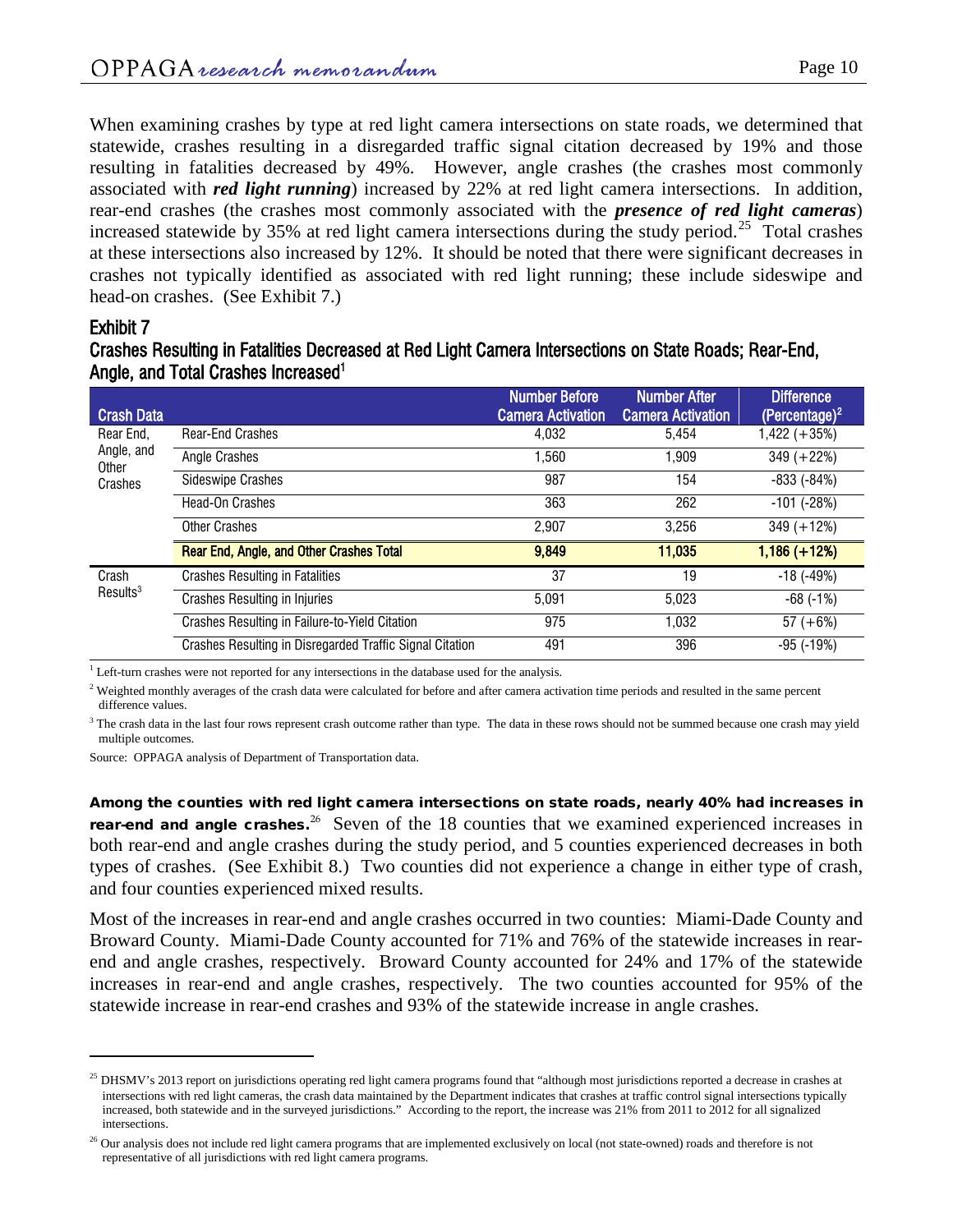When examining crashes by type at red light camera intersections on state roads, we determined that statewide, crashes resulting in a disregarded traffic signal citation decreased by 19% and those resulting in fatalities decreased by 49%. However, angle crashes (the crashes most commonly associated with ***red light running***) increased by 22% at red light camera intersections. In addition, rear-end crashes (the crashes most commonly associated with the ***presence of red light cameras***) increased statewide by 35% at red light camera intersections during the study period.[25] Total crashes at these intersections also increased by 12%. It should be noted that there were significant decreases in crashes not typically identified as associated with red light running; these include sideswipe and head-on crashes. (See Exhibit 7.)

### Exhibit 7
### Crashes Resulting in Fatalities Decreased at Red Light Camera Intersections on State Roads; Rear-End, Angle, and Total Crashes Increased[1]

| Crash Data | | Number Before Camera Activation | Number After Camera Activation | Difference (Percentage)[2] |
|---|---|---|---|---|
| Rear End, Angle, and Other Crashes | Rear-End Crashes | 4,032 | 5,454 | 1,422 (+35%) |
| | Angle Crashes | 1,560 | 1,909 | 349 (+22%) |
| | Sideswipe Crashes | 987 | 154 | -833 (-84%) |
| | Head-On Crashes | 363 | 262 | -101 (-28%) |
| | Other Crashes | 2,907 | 3,256 | 349 (+12%) |
| | **Rear End, Angle, and Other Crashes Total** | **9,849** | **11,035** | **1,186 (+12%)** |
| Crash Results[3] | Crashes Resulting in Fatalities | 37 | 19 | -18 (-49%) |
| | Crashes Resulting in Injuries | 5,091 | 5,023 | -68 (-1%) |
| | Crashes Resulting in Failure-to-Yield Citation | 975 | 1,032 | 57 (+6%) |
| | Crashes Resulting in Disregarded Traffic Signal Citation | 491 | 396 | -95 (-19%) |

[1] Left-turn crashes were not reported for any intersections in the database used for the analysis.

[2] Weighted monthly averages of the crash data were calculated for before and after camera activation time periods and resulted in the same percent difference values.

[3] The crash data in the last four rows represent crash outcome rather than type. The data in these rows should not be summed because one crash may yield multiple outcomes.

Source: OPPAGA analysis of Department of Transportation data.

**Among the counties with red light camera intersections on state roads, nearly 40% had increases in rear-end and angle crashes.**[26] Seven of the 18 counties that we examined experienced increases in both rear-end and angle crashes during the study period, and 5 counties experienced decreases in both types of crashes. (See Exhibit 8.) Two counties did not experience a change in either type of crash, and four counties experienced mixed results.

Most of the increases in rear-end and angle crashes occurred in two counties: Miami-Dade County and Broward County. Miami-Dade County accounted for 71% and 76% of the statewide increases in rear-end and angle crashes, respectively. Broward County accounted for 24% and 17% of the statewide increases in rear-end and angle crashes, respectively. The two counties accounted for 95% of the statewide increase in rear-end crashes and 93% of the statewide increase in angle crashes.

---

[25] DHSMV's 2013 report on jurisdictions operating red light camera programs found that "although most jurisdictions reported a decrease in crashes at intersections with red light cameras, the crash data maintained by the Department indicates that crashes at traffic control signal intersections typically increased, both statewide and in the surveyed jurisdictions." According to the report, the increase was 21% from 2011 to 2012 for all signalized intersections.

[26] Our analysis does not include red light camera programs that are implemented exclusively on local (not state-owned) roads and therefore is not representative of all jurisdictions with red light camera programs.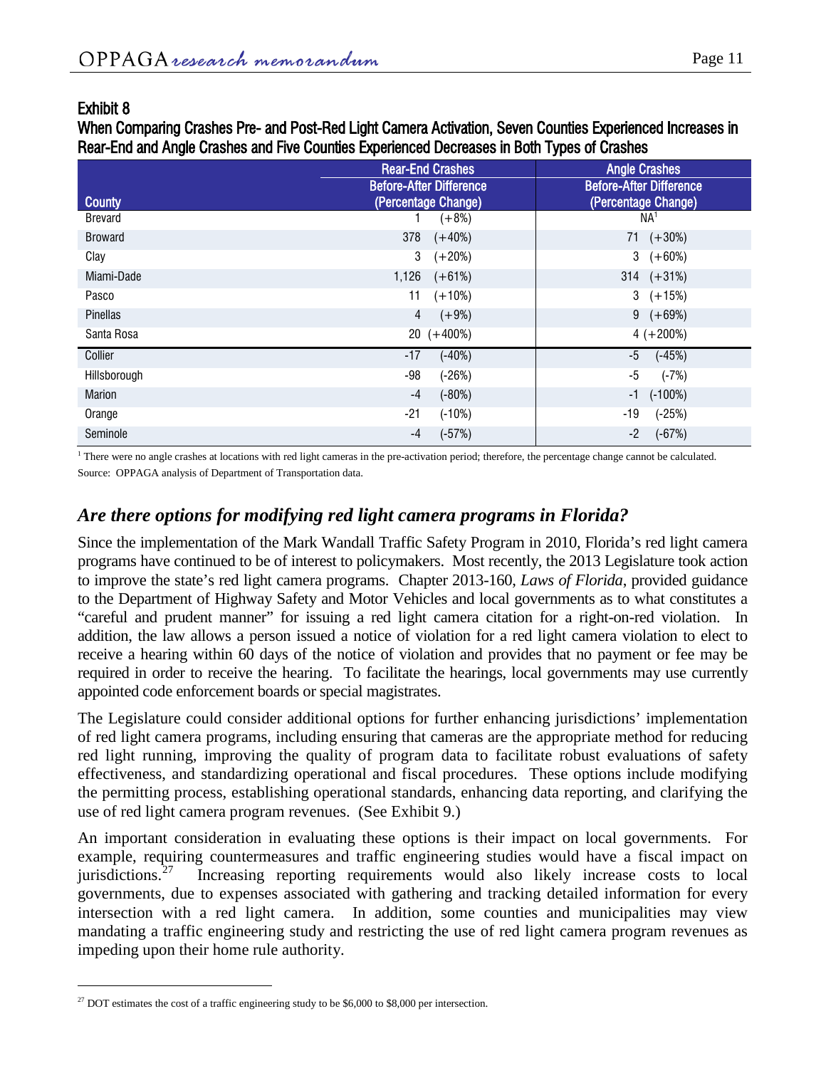### Exhibit 8

**When Comparing Crashes Pre- and Post-Red Light Camera Activation, Seven Counties Experienced Increases in Rear-End and Angle Crashes and Five Counties Experienced Decreases in Both Types of Crashes**

| County | Rear-End Crashes Before-After Difference (Percentage Change) | Angle Crashes Before-After Difference (Percentage Change) |
|---|---|---|
| Brevard | 1 (+8%) | NA[1] |
| Broward | 378 (+40%) | 71 (+30%) |
| Clay | 3 (+20%) | 3 (+60%) |
| Miami-Dade | 1,126 (+61%) | 314 (+31%) |
| Pasco | 11 (+10%) | 3 (+15%) |
| Pinellas | 4 (+9%) | 9 (+69%) |
| Santa Rosa | 20 (+400%) | 4 (+200%) |
| Collier | -17 (-40%) | -5 (-45%) |
| Hillsborough | -98 (-26%) | -5 (-7%) |
| Marion | -4 (-80%) | -1 (-100%) |
| Orange | -21 (-10%) | -19 (-25%) |
| Seminole | -4 (-57%) | -2 (-67%) |

[1] There were no angle crashes at locations with red light cameras in the pre-activation period; therefore, the percentage change cannot be calculated.

Source: OPPAGA analysis of Department of Transportation data.

## *Are there options for modifying red light camera programs in Florida?*

Since the implementation of the Mark Wandall Traffic Safety Program in 2010, Florida's red light camera programs have continued to be of interest to policymakers. Most recently, the 2013 Legislature took action to improve the state's red light camera programs. Chapter 2013-160, *Laws of Florida*, provided guidance to the Department of Highway Safety and Motor Vehicles and local governments as to what constitutes a "careful and prudent manner" for issuing a red light camera citation for a right-on-red violation. In addition, the law allows a person issued a notice of violation for a red light camera violation to elect to receive a hearing within 60 days of the notice of violation and provides that no payment or fee may be required in order to receive the hearing. To facilitate the hearings, local governments may use currently appointed code enforcement boards or special magistrates.

The Legislature could consider additional options for further enhancing jurisdictions' implementation of red light camera programs, including ensuring that cameras are the appropriate method for reducing red light running, improving the quality of program data to facilitate robust evaluations of safety effectiveness, and standardizing operational and fiscal procedures. These options include modifying the permitting process, establishing operational standards, enhancing data reporting, and clarifying the use of red light camera program revenues. (See Exhibit 9.)

An important consideration in evaluating these options is their impact on local governments. For example, requiring countermeasures and traffic engineering studies would have a fiscal impact on jurisdictions.[27] Increasing reporting requirements would also likely increase costs to local governments, due to expenses associated with gathering and tracking detailed information for every intersection with a red light camera. In addition, some counties and municipalities may view mandating a traffic engineering study and restricting the use of red light camera program revenues as impeding upon their home rule authority.

[27] DOT estimates the cost of a traffic engineering study to be $6,000 to $8,000 per intersection.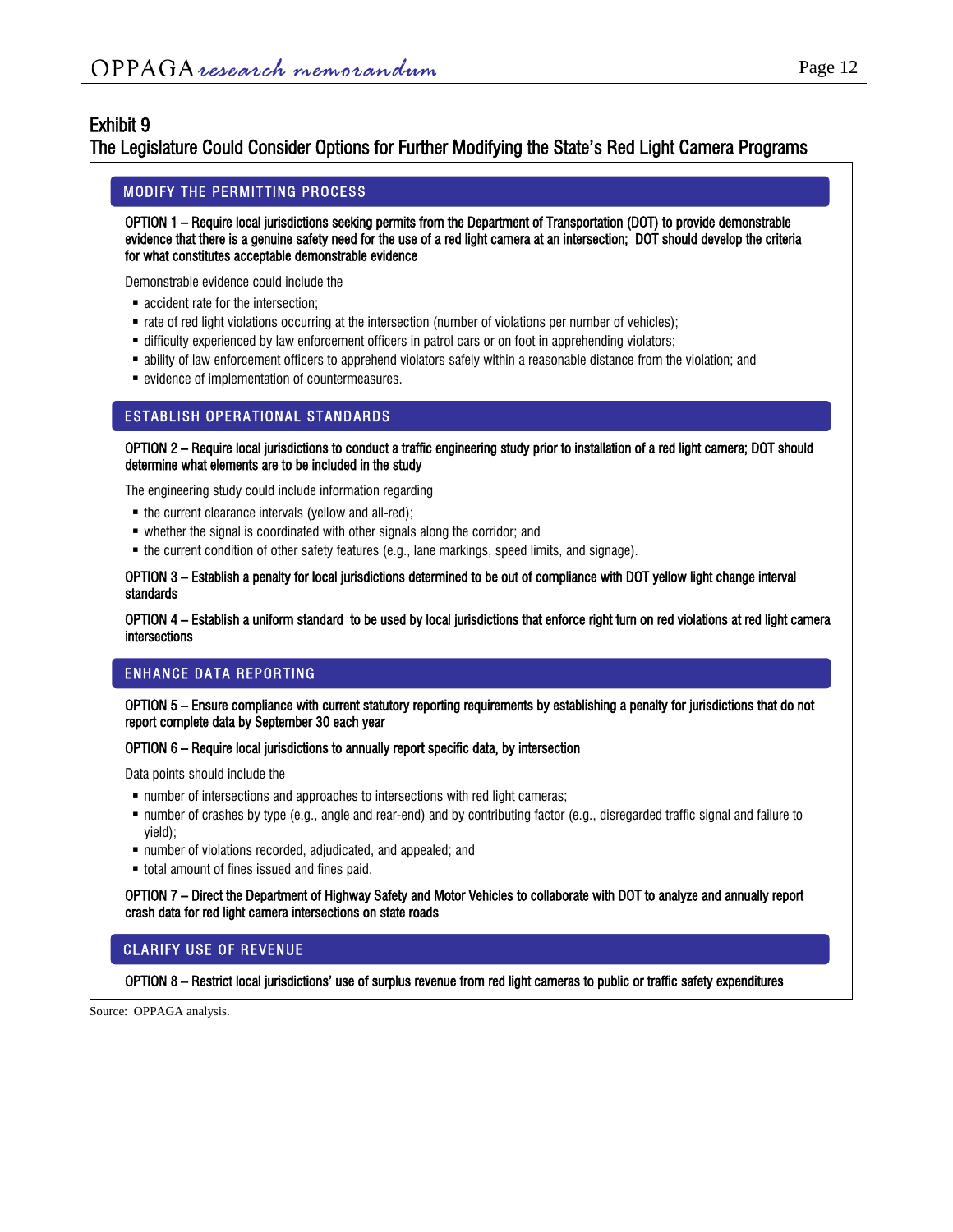## Exhibit 9
## The Legislature Could Consider Options for Further Modifying the State's Red Light Camera Programs

### MODIFY THE PERMITTING PROCESS

**OPTION 1 – Require local jurisdictions seeking permits from the Department of Transportation (DOT) to provide demonstrable evidence that there is a genuine safety need for the use of a red light camera at an intersection; DOT should develop the criteria for what constitutes acceptable demonstrable evidence**

Demonstrable evidence could include the

- accident rate for the intersection;
- rate of red light violations occurring at the intersection (number of violations per number of vehicles);
- difficulty experienced by law enforcement officers in patrol cars or on foot in apprehending violators;
- ability of law enforcement officers to apprehend violators safely within a reasonable distance from the violation; and
- evidence of implementation of countermeasures.

### ESTABLISH OPERATIONAL STANDARDS

**OPTION 2 – Require local jurisdictions to conduct a traffic engineering study prior to installation of a red light camera; DOT should determine what elements are to be included in the study**

The engineering study could include information regarding

- the current clearance intervals (yellow and all-red);
- whether the signal is coordinated with other signals along the corridor; and
- the current condition of other safety features (e.g., lane markings, speed limits, and signage).

**OPTION 3 – Establish a penalty for local jurisdictions determined to be out of compliance with DOT yellow light change interval standards**

**OPTION 4 – Establish a uniform standard to be used by local jurisdictions that enforce right turn on red violations at red light camera intersections**

### ENHANCE DATA REPORTING

**OPTION 5 – Ensure compliance with current statutory reporting requirements by establishing a penalty for jurisdictions that do not report complete data by September 30 each year**

**OPTION 6 – Require local jurisdictions to annually report specific data, by intersection**

Data points should include the

- number of intersections and approaches to intersections with red light cameras;
- number of crashes by type (e.g., angle and rear-end) and by contributing factor (e.g., disregarded traffic signal and failure to yield);
- number of violations recorded, adjudicated, and appealed; and
- total amount of fines issued and fines paid.

**OPTION 7 – Direct the Department of Highway Safety and Motor Vehicles to collaborate with DOT to analyze and annually report crash data for red light camera intersections on state roads**

### CLARIFY USE OF REVENUE

**OPTION 8 – Restrict local jurisdictions' use of surplus revenue from red light cameras to public or traffic safety expenditures**

Source: OPPAGA analysis.